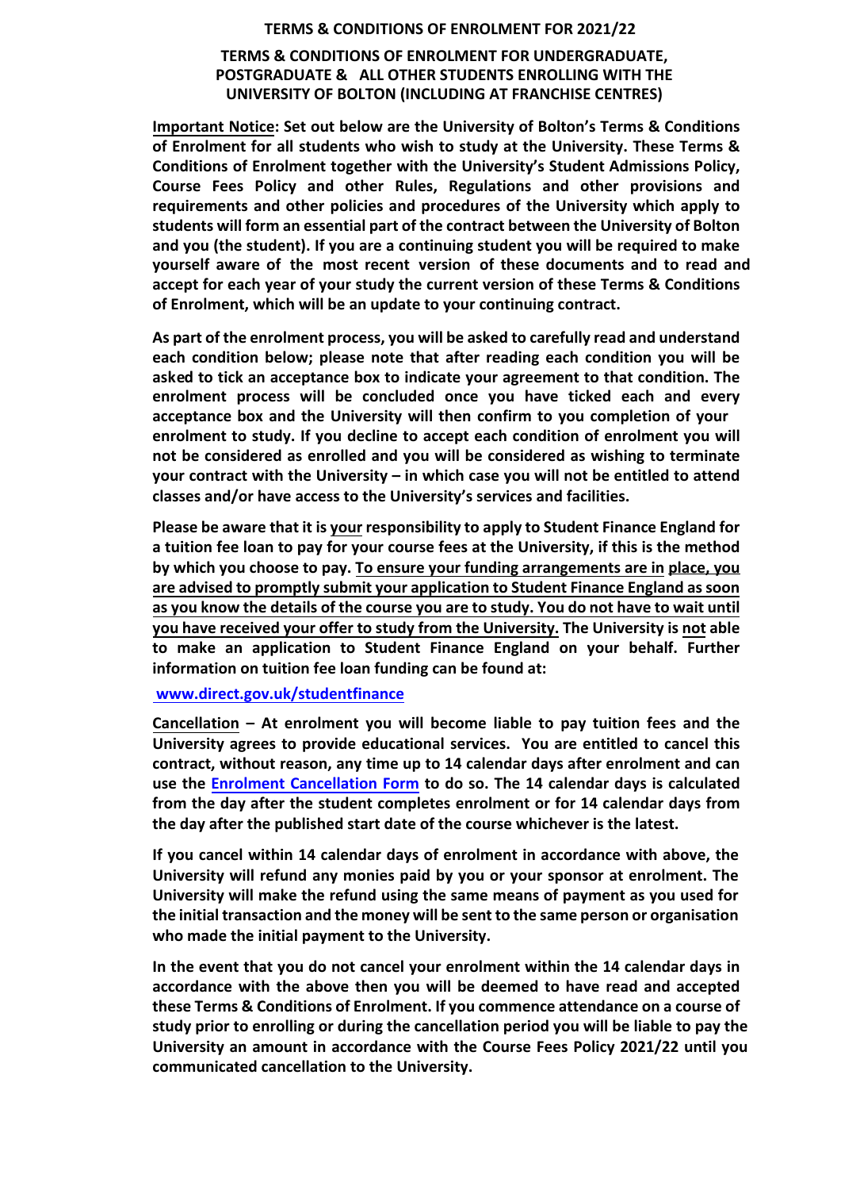# TERMS & CONDITIONS OF ENROLMENT FOR 2021/22

## TERMS & CONDITIONS OF ENROLMENT FOR UNDERGRADUATE, POSTGRADUATE & ALL OTHER STUDENTS ENROLLING WITH THE UNIVERSITY OF BOLTON (INCLUDING AT FRANCHISE CENTRES)

**Important Notice: Set out below are the University of Bolton's Terms & Conditions of Enrolment for all students who wish to study at the University. These Terms & Conditions of Enrolment together with the University's Student Admissions Policy, Course Fees Policy and other Rules, Regulations and other provisions and requirements and other policies and procedures of the University which apply to students will form an essential part of the contract between the University of Bolton and you (the student). If you are a continuing student you will be required to make yourself aware of the most recent version of these documents and to read and accept for each year of your study the current version of these Terms & Conditions of Enrolment, which will be an update to your continuing contract.**

**As part of the enrolment process, you will be asked to carefully read and understand each condition below; please note that after reading each condition you will be asked to tick an acceptance box to indicate your agreement to that condition. The enrolment process will be concluded once you have ticked each and every acceptance box and the University will then confirm to you completion of your enrolment to study. If you decline to accept each condition of enrolment you will not be considered as enrolled and you will be considered as wishing to terminate your contract with the University – in which case you will not be entitled to attend classes and/or have access to the University's services and facilities.**

**Please be aware that it is your responsibility to apply to Student Finance England for a tuition fee loan to pay for your course fees at the University, if this is the method by which you choose to pay. To ensure your funding arrangements are in place, you are advised to promptly submit your application to Student Finance England as soon as you know the details of the course you are to study. You do not have to wait until you have received your offer to study from the University. The University is not able to make an application to Student Finance England on your behalf. Further information on tuition fee loan funding can be found at:**

**www.direct.gov.uk/studentfinance**

**Cancellation – At enrolment you will become liable to pay tuition fees and the University agrees to provide educational services. You are entitled to cancel this contract, without reason, any time up to 14 calendar days after enrolment and can use the Enrolment Cancellation Form to do so. The 14 calendar days is calculated from the day after the student completes enrolment or for 14 calendar days from the day after the published start date of the course whichever is the latest.**

**If you cancel within 14 calendar days of enrolment in accordance with above, the University will refund any monies paid by you or your sponsor at enrolment. The University will make the refund using the same means of payment as you used for the initial transaction and the money will be sent to the same person or organisation who made the initial payment to the University.**

**In the event that you do not cancel your enrolment within the 14 calendar days in accordance with the above then you will be deemed to have read and accepted these Terms & Conditions of Enrolment. If you commence attendance on a course of study prior to enrolling or during the cancellation period you will be liable to pay the University an amount in accordance with the Course Fees Policy 2021/22 until you communicated cancellation to the University.**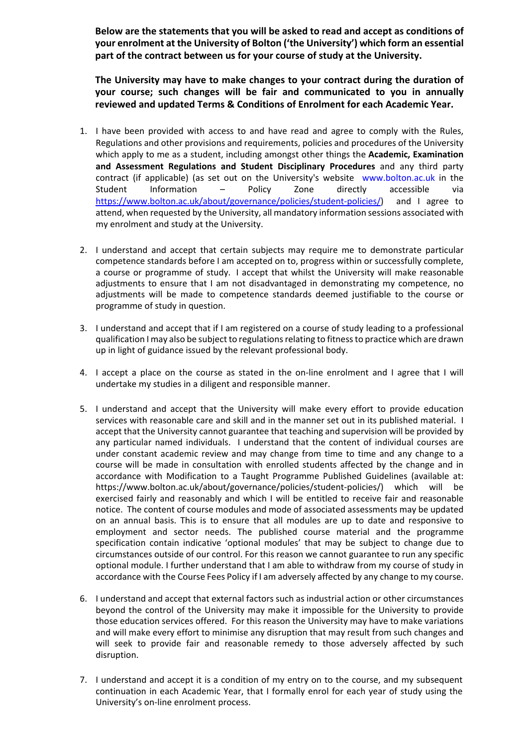**Below are the statements that you will be asked to read and accept as conditions of your enrolment at the University of Bolton ('the University') which form an essential part of the contract between us for your course of study at the University.**

**The University may have to make changes to your contract during the duration of your course; such changes will be fair and communicated to you in annually reviewed and updated Terms & Conditions of Enrolment for each Academic Year.**

1. I have been provided with access to and have read and agree to comply with the Rules, Regulations and other provisions and requirements, policies and procedures of the University which apply to me as a student, including amongst other things the **Academic, Examination and Assessment Regulations and Student Disciplinary Procedures** and any third party contract (if applicable) (as set out on the University's website www.bolton.ac.uk in the Student Information – Policy Zone directly accessible via https://www.bolton.ac.uk/about/governance/policies/student-policies/) and I agree to attend, when requested by the University, all mandatory information sessions associated with my enrolment and study at the University.

2. I understand and accept that certain subjects may require me to demonstrate particular competence standards before I am accepted on to, progress within or successfully complete, a course or programme of study. I accept that whilst the University will make reasonable adjustments to ensure that I am not disadvantaged in demonstrating my competence, no adjustments will be made to competence standards deemed justifiable to the course or programme of study in question.

3. I understand and accept that if I am registered on a course of study leading to a professional qualification I may also be subject to regulations relating to fitness to practice which are drawn up in light of guidance issued by the relevant professional body.

4. I accept a place on the course as stated in the on-line enrolment and I agree that I will undertake my studies in a diligent and responsible manner.

5. I understand and accept that the University will make every effort to provide education services with reasonable care and skill and in the manner set out in its published material. I accept that the University cannot guarantee that teaching and supervision will be provided by any particular named individuals. I understand that the content of individual courses are under constant academic review and may change from time to time and any change to a course will be made in consultation with enrolled students affected by the change and in accordance with Modification to a Taught Programme Published Guidelines (available at: https://www.bolton.ac.uk/about/governance/policies/student-policies/) which will be exercised fairly and reasonably and which I will be entitled to receive fair and reasonable notice. The content of course modules and mode of associated assessments may be updated on an annual basis. This is to ensure that all modules are up to date and responsive to employment and sector needs. The published course material and the programme specification contain indicative 'optional modules' that may be subject to change due to circumstances outside of our control. For this reason we cannot guarantee to run any specific optional module. I further understand that I am able to withdraw from my course of study in accordance with the Course Fees Policy if I am adversely affected by any change to my course.

6. I understand and accept that external factors such as industrial action or other circumstances beyond the control of the University may make it impossible for the University to provide those education services offered. For this reason the University may have to make variations and will make every effort to minimise any disruption that may result from such changes and will seek to provide fair and reasonable remedy to those adversely affected by such disruption.

7. I understand and accept it is a condition of my entry on to the course, and my subsequent continuation in each Academic Year, that I formally enrol for each year of study using the University's on-line enrolment process.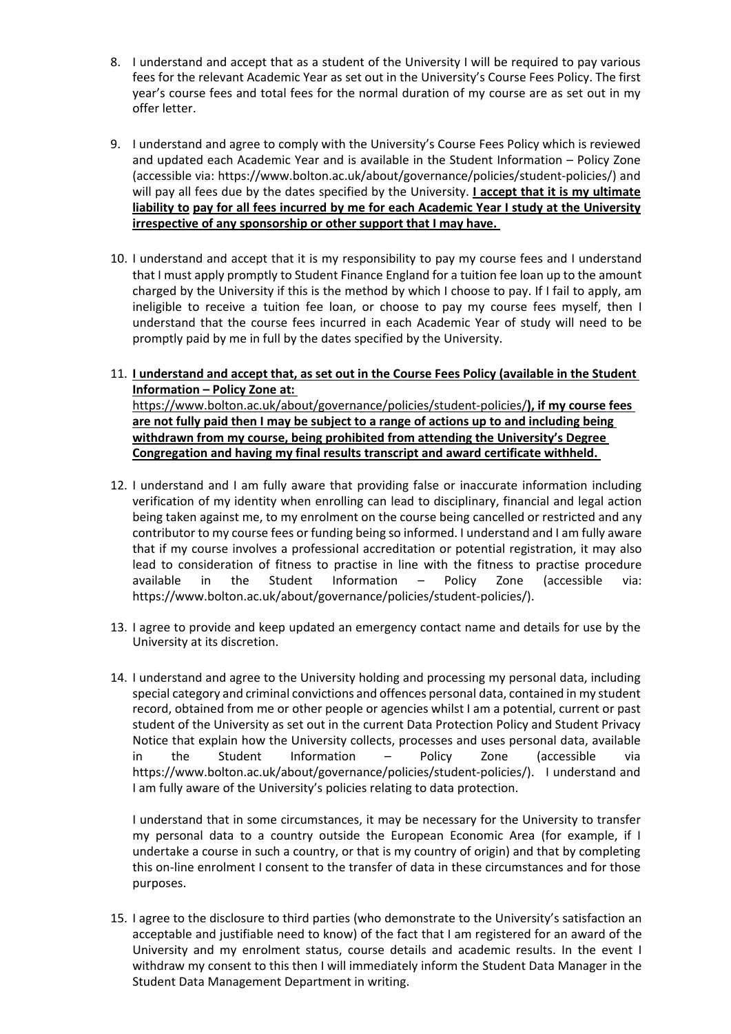8. I understand and accept that as a student of the University I will be required to pay various fees for the relevant Academic Year as set out in the University's Course Fees Policy. The first year's course fees and total fees for the normal duration of my course are as set out in my offer letter.

9. I understand and agree to comply with the University's Course Fees Policy which is reviewed and updated each Academic Year and is available in the Student Information – Policy Zone (accessible via: https://www.bolton.ac.uk/about/governance/policies/student-policies/) and will pay all fees due by the dates specified by the University. **I accept that it is my ultimate liability to pay for all fees incurred by me for each Academic Year I study at the University irrespective of any sponsorship or other support that I may have.**

10. I understand and accept that it is my responsibility to pay my course fees and I understand that I must apply promptly to Student Finance England for a tuition fee loan up to the amount charged by the University if this is the method by which I choose to pay. If I fail to apply, am ineligible to receive a tuition fee loan, or choose to pay my course fees myself, then I understand that the course fees incurred in each Academic Year of study will need to be promptly paid by me in full by the dates specified by the University.

11. **I understand and accept that, as set out in the Course Fees Policy (available in the Student Information – Policy Zone at:** https://www.bolton.ac.uk/about/governance/policies/student-policies/**), if my course fees are not fully paid then I may be subject to a range of actions up to and including being withdrawn from my course, being prohibited from attending the University's Degree Congregation and having my final results transcript and award certificate withheld.**

12. I understand and I am fully aware that providing false or inaccurate information including verification of my identity when enrolling can lead to disciplinary, financial and legal action being taken against me, to my enrolment on the course being cancelled or restricted and any contributor to my course fees or funding being so informed. I understand and I am fully aware that if my course involves a professional accreditation or potential registration, it may also lead to consideration of fitness to practise in line with the fitness to practise procedure available in the Student Information – Policy Zone (accessible via: https://www.bolton.ac.uk/about/governance/policies/student-policies/).

13. I agree to provide and keep updated an emergency contact name and details for use by the University at its discretion.

14. I understand and agree to the University holding and processing my personal data, including special category and criminal convictions and offences personal data, contained in my student record, obtained from me or other people or agencies whilst I am a potential, current or past student of the University as set out in the current Data Protection Policy and Student Privacy Notice that explain how the University collects, processes and uses personal data, available in the Student Information – Policy Zone (accessible via https://www.bolton.ac.uk/about/governance/policies/student-policies/). I understand and I am fully aware of the University's policies relating to data protection.

    I understand that in some circumstances, it may be necessary for the University to transfer my personal data to a country outside the European Economic Area (for example, if I undertake a course in such a country, or that is my country of origin) and that by completing this on-line enrolment I consent to the transfer of data in these circumstances and for those purposes.

15. I agree to the disclosure to third parties (who demonstrate to the University's satisfaction an acceptable and justifiable need to know) of the fact that I am registered for an award of the University and my enrolment status, course details and academic results. In the event I withdraw my consent to this then I will immediately inform the Student Data Manager in the Student Data Management Department in writing.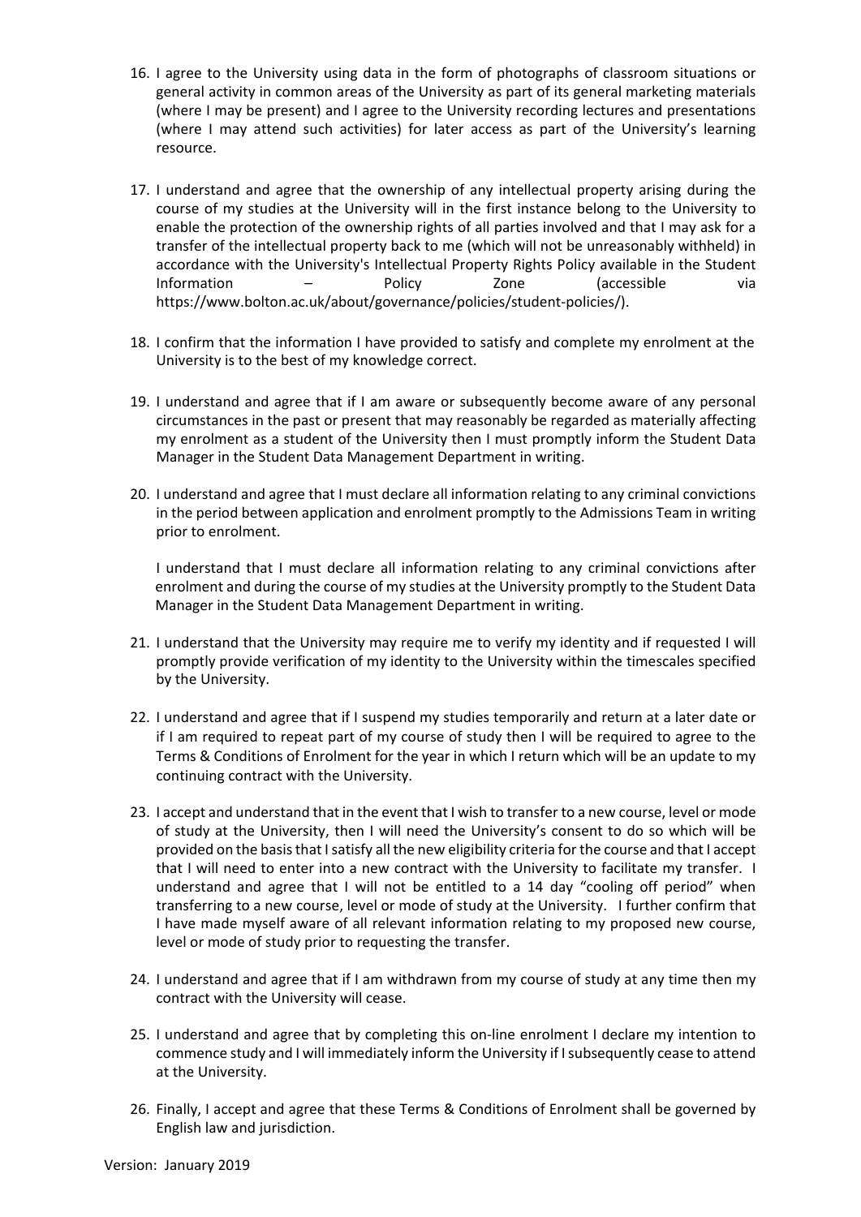16. I agree to the University using data in the form of photographs of classroom situations or general activity in common areas of the University as part of its general marketing materials (where I may be present) and I agree to the University recording lectures and presentations (where I may attend such activities) for later access as part of the University's learning resource.

17. I understand and agree that the ownership of any intellectual property arising during the course of my studies at the University will in the first instance belong to the University to enable the protection of the ownership rights of all parties involved and that I may ask for a transfer of the intellectual property back to me (which will not be unreasonably withheld) in accordance with the University's Intellectual Property Rights Policy available in the Student Information – Policy Zone (accessible via https://www.bolton.ac.uk/about/governance/policies/student-policies/).

18. I confirm that the information I have provided to satisfy and complete my enrolment at the University is to the best of my knowledge correct.

19. I understand and agree that if I am aware or subsequently become aware of any personal circumstances in the past or present that may reasonably be regarded as materially affecting my enrolment as a student of the University then I must promptly inform the Student Data Manager in the Student Data Management Department in writing.

20. I understand and agree that I must declare all information relating to any criminal convictions in the period between application and enrolment promptly to the Admissions Team in writing prior to enrolment.

    I understand that I must declare all information relating to any criminal convictions after enrolment and during the course of my studies at the University promptly to the Student Data Manager in the Student Data Management Department in writing.

21. I understand that the University may require me to verify my identity and if requested I will promptly provide verification of my identity to the University within the timescales specified by the University.

22. I understand and agree that if I suspend my studies temporarily and return at a later date or if I am required to repeat part of my course of study then I will be required to agree to the Terms & Conditions of Enrolment for the year in which I return which will be an update to my continuing contract with the University.

23. I accept and understand that in the event that I wish to transfer to a new course, level or mode of study at the University, then I will need the University's consent to do so which will be provided on the basis that I satisfy all the new eligibility criteria for the course and that I accept that I will need to enter into a new contract with the University to facilitate my transfer. I understand and agree that I will not be entitled to a 14 day "cooling off period" when transferring to a new course, level or mode of study at the University. I further confirm that I have made myself aware of all relevant information relating to my proposed new course, level or mode of study prior to requesting the transfer.

24. I understand and agree that if I am withdrawn from my course of study at any time then my contract with the University will cease.

25. I understand and agree that by completing this on-line enrolment I declare my intention to commence study and I will immediately inform the University if I subsequently cease to attend at the University.

26. Finally, I accept and agree that these Terms & Conditions of Enrolment shall be governed by English law and jurisdiction.

Version: January 2019